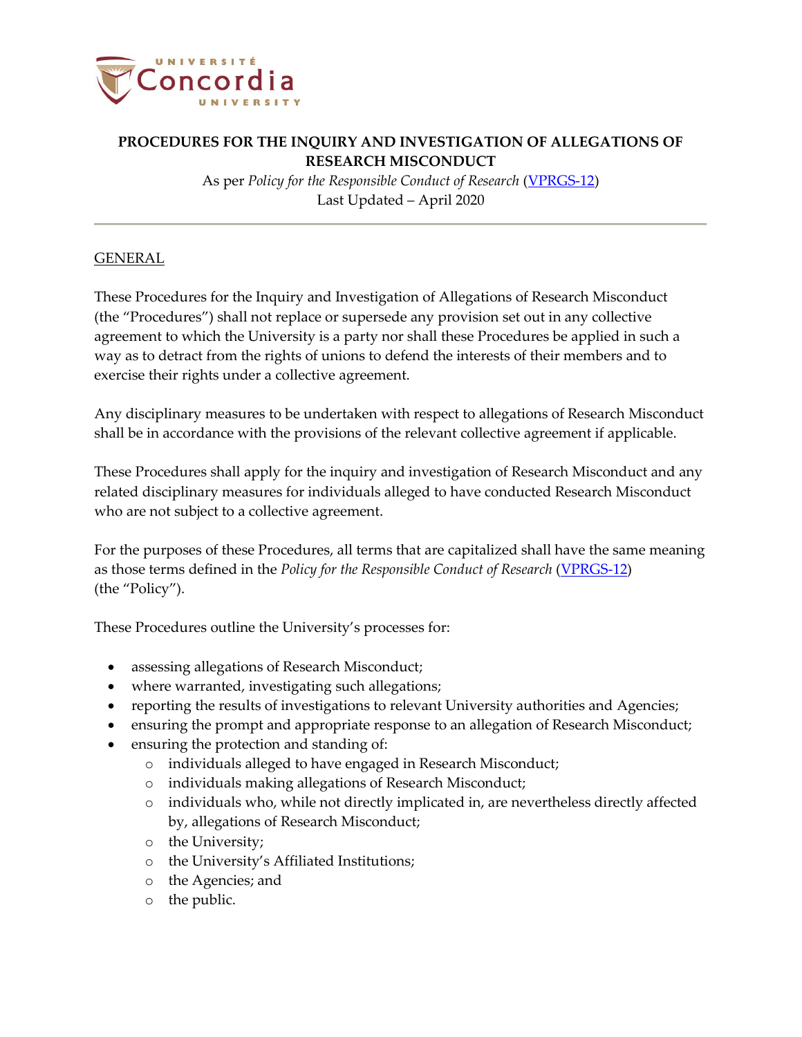# PROCEDURES FOR THE INQUIRY AND INVESTIGATION OF ALLEGATIONS OF RESEARCH MISCONDUCT

As per *Policy for the Responsible Conduct of Research* (VPRGS-12)
Last Updated – April 2020

---

## GENERAL

These Procedures for the Inquiry and Investigation of Allegations of Research Misconduct (the "Procedures") shall not replace or supersede any provision set out in any collective agreement to which the University is a party nor shall these Procedures be applied in such a way as to detract from the rights of unions to defend the interests of their members and to exercise their rights under a collective agreement.

Any disciplinary measures to be undertaken with respect to allegations of Research Misconduct shall be in accordance with the provisions of the relevant collective agreement if applicable.

These Procedures shall apply for the inquiry and investigation of Research Misconduct and any related disciplinary measures for individuals alleged to have conducted Research Misconduct who are not subject to a collective agreement.

For the purposes of these Procedures, all terms that are capitalized shall have the same meaning as those terms defined in the *Policy for the Responsible Conduct of Research* (VPRGS-12) (the "Policy").

These Procedures outline the University's processes for:

- assessing allegations of Research Misconduct;
- where warranted, investigating such allegations;
- reporting the results of investigations to relevant University authorities and Agencies;
- ensuring the prompt and appropriate response to an allegation of Research Misconduct;
- ensuring the protection and standing of:
  - individuals alleged to have engaged in Research Misconduct;
  - individuals making allegations of Research Misconduct;
  - individuals who, while not directly implicated in, are nevertheless directly affected by, allegations of Research Misconduct;
  - the University;
  - the University's Affiliated Institutions;
  - the Agencies; and
  - the public.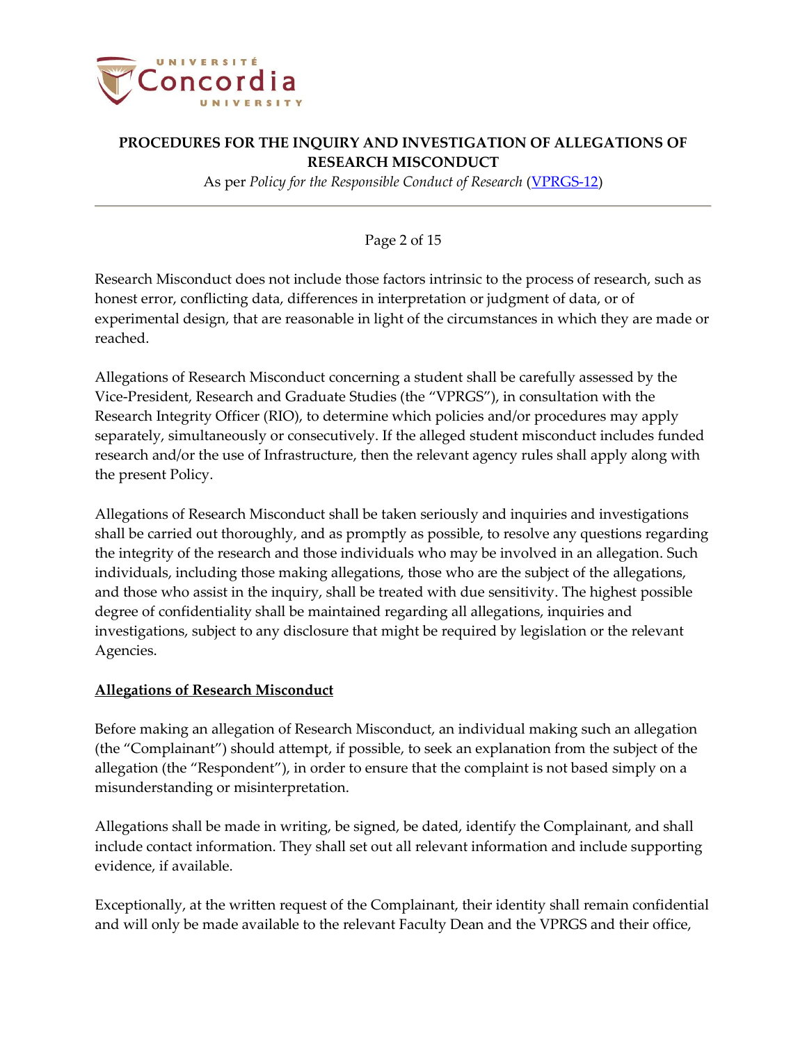Research Misconduct does not include those factors intrinsic to the process of research, such as honest error, conflicting data, differences in interpretation or judgment of data, or of experimental design, that are reasonable in light of the circumstances in which they are made or reached.

Allegations of Research Misconduct concerning a student shall be carefully assessed by the Vice-President, Research and Graduate Studies (the "VPRGS"), in consultation with the Research Integrity Officer (RIO), to determine which policies and/or procedures may apply separately, simultaneously or consecutively. If the alleged student misconduct includes funded research and/or the use of Infrastructure, then the relevant agency rules shall apply along with the present Policy.

Allegations of Research Misconduct shall be taken seriously and inquiries and investigations shall be carried out thoroughly, and as promptly as possible, to resolve any questions regarding the integrity of the research and those individuals who may be involved in an allegation. Such individuals, including those making allegations, those who are the subject of the allegations, and those who assist in the inquiry, shall be treated with due sensitivity. The highest possible degree of confidentiality shall be maintained regarding all allegations, inquiries and investigations, subject to any disclosure that might be required by legislation or the relevant Agencies.

**Allegations of Research Misconduct**

Before making an allegation of Research Misconduct, an individual making such an allegation (the "Complainant") should attempt, if possible, to seek an explanation from the subject of the allegation (the "Respondent"), in order to ensure that the complaint is not based simply on a misunderstanding or misinterpretation.

Allegations shall be made in writing, be signed, be dated, identify the Complainant, and shall include contact information. They shall set out all relevant information and include supporting evidence, if available.

Exceptionally, at the written request of the Complainant, their identity shall remain confidential and will only be made available to the relevant Faculty Dean and the VPRGS and their office,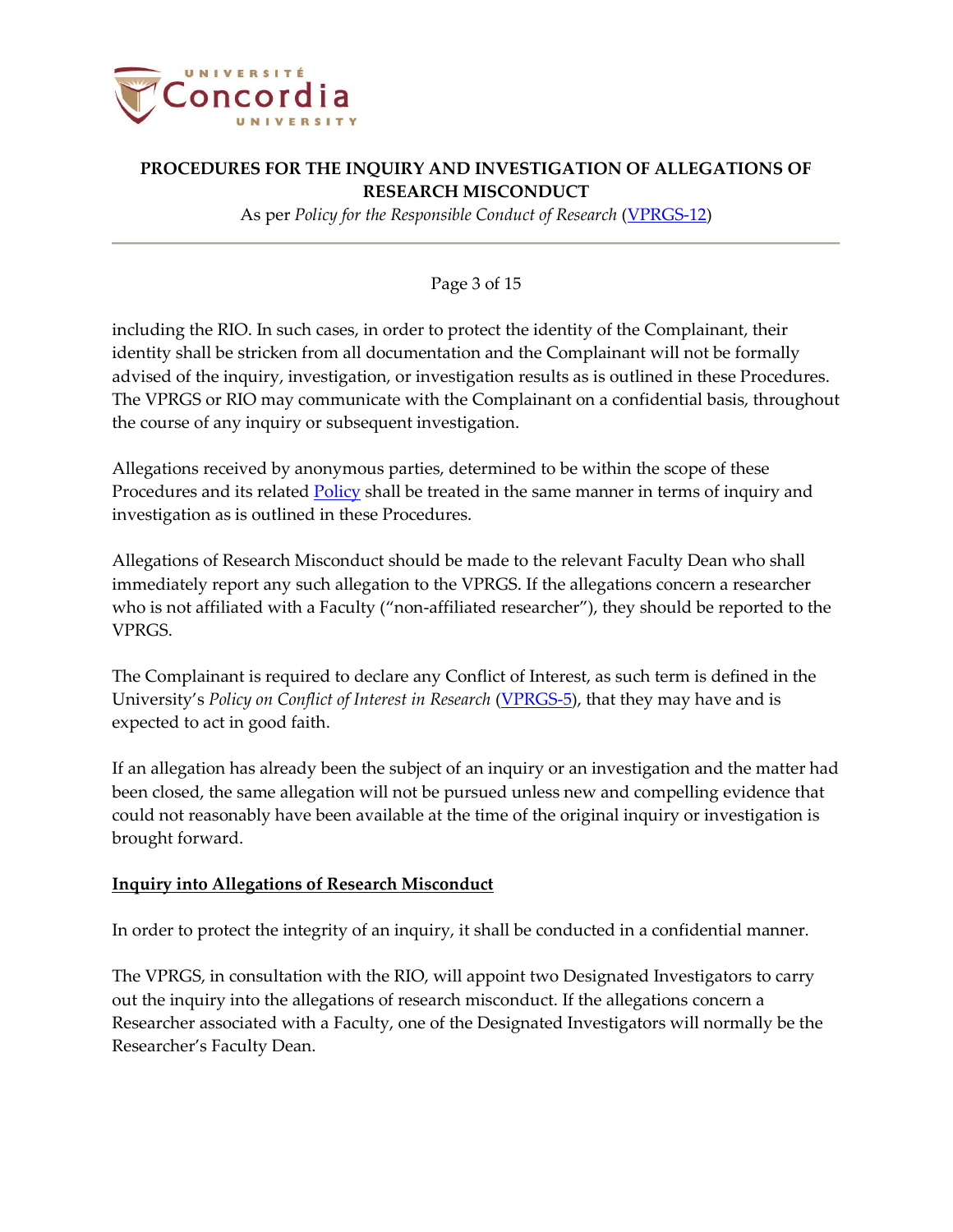including the RIO. In such cases, in order to protect the identity of the Complainant, their identity shall be stricken from all documentation and the Complainant will not be formally advised of the inquiry, investigation, or investigation results as is outlined in these Procedures. The VPRGS or RIO may communicate with the Complainant on a confidential basis, throughout the course of any inquiry or subsequent investigation.

Allegations received by anonymous parties, determined to be within the scope of these Procedures and its related Policy shall be treated in the same manner in terms of inquiry and investigation as is outlined in these Procedures.

Allegations of Research Misconduct should be made to the relevant Faculty Dean who shall immediately report any such allegation to the VPRGS. If the allegations concern a researcher who is not affiliated with a Faculty ("non-affiliated researcher"), they should be reported to the VPRGS.

The Complainant is required to declare any Conflict of Interest, as such term is defined in the University's *Policy on Conflict of Interest in Research* (VPRGS-5), that they may have and is expected to act in good faith.

If an allegation has already been the subject of an inquiry or an investigation and the matter had been closed, the same allegation will not be pursued unless new and compelling evidence that could not reasonably have been available at the time of the original inquiry or investigation is brought forward.

## Inquiry into Allegations of Research Misconduct

In order to protect the integrity of an inquiry, it shall be conducted in a confidential manner.

The VPRGS, in consultation with the RIO, will appoint two Designated Investigators to carry out the inquiry into the allegations of research misconduct. If the allegations concern a Researcher associated with a Faculty, one of the Designated Investigators will normally be the Researcher's Faculty Dean.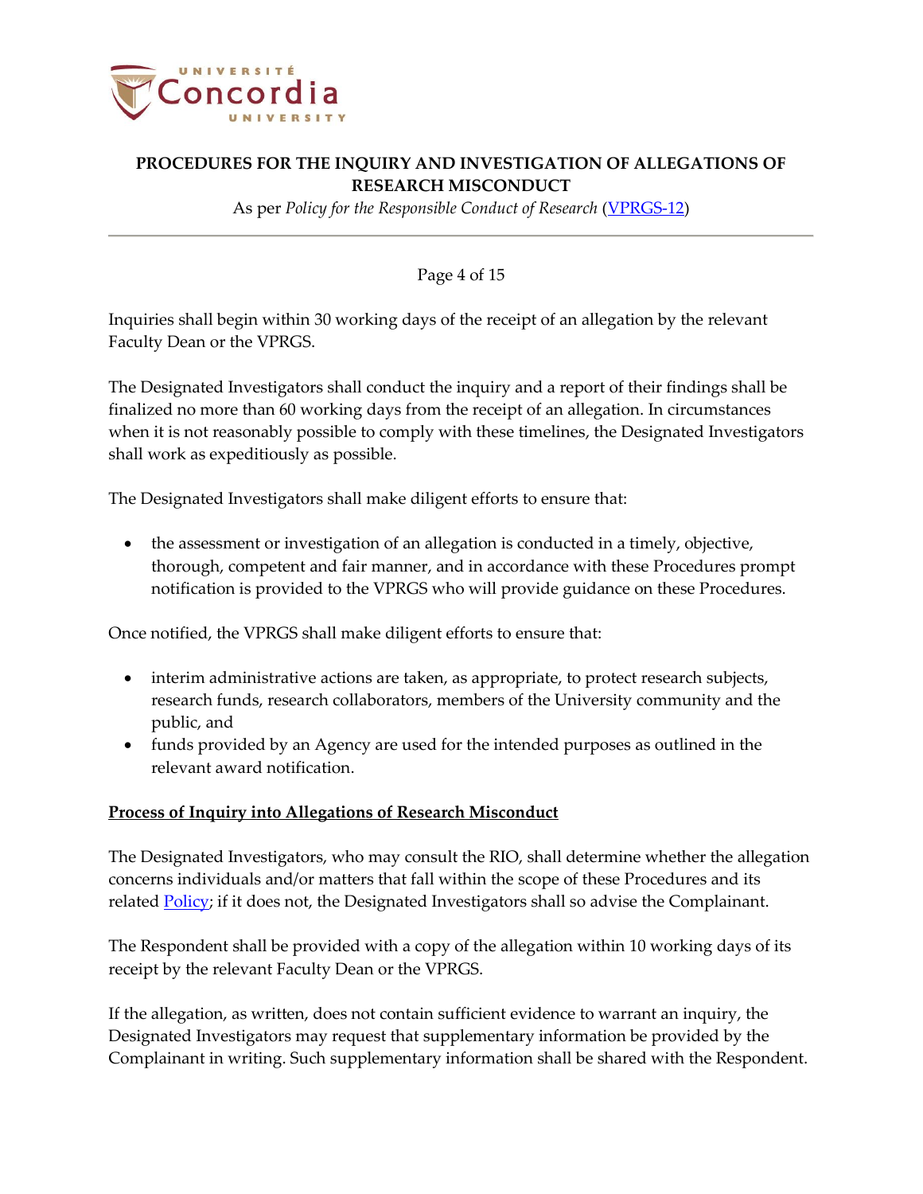Inquiries shall begin within 30 working days of the receipt of an allegation by the relevant Faculty Dean or the VPRGS.

The Designated Investigators shall conduct the inquiry and a report of their findings shall be finalized no more than 60 working days from the receipt of an allegation. In circumstances when it is not reasonably possible to comply with these timelines, the Designated Investigators shall work as expeditiously as possible.

The Designated Investigators shall make diligent efforts to ensure that:

- the assessment or investigation of an allegation is conducted in a timely, objective, thorough, competent and fair manner, and in accordance with these Procedures prompt notification is provided to the VPRGS who will provide guidance on these Procedures.

Once notified, the VPRGS shall make diligent efforts to ensure that:

- interim administrative actions are taken, as appropriate, to protect research subjects, research funds, research collaborators, members of the University community and the public, and
- funds provided by an Agency are used for the intended purposes as outlined in the relevant award notification.

## Process of Inquiry into Allegations of Research Misconduct

The Designated Investigators, who may consult the RIO, shall determine whether the allegation concerns individuals and/or matters that fall within the scope of these Procedures and its related Policy; if it does not, the Designated Investigators shall so advise the Complainant.

The Respondent shall be provided with a copy of the allegation within 10 working days of its receipt by the relevant Faculty Dean or the VPRGS.

If the allegation, as written, does not contain sufficient evidence to warrant an inquiry, the Designated Investigators may request that supplementary information be provided by the Complainant in writing. Such supplementary information shall be shared with the Respondent.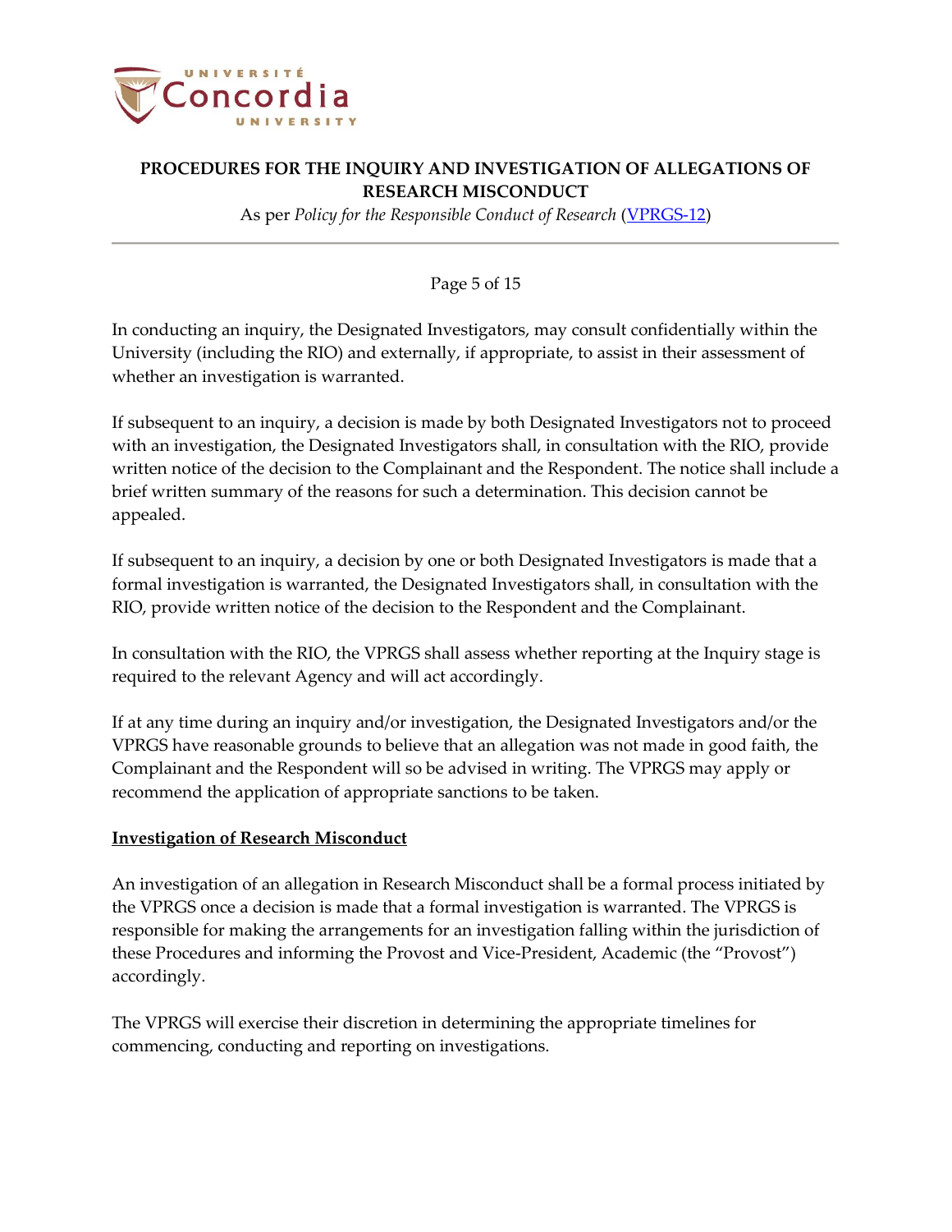In conducting an inquiry, the Designated Investigators, may consult confidentially within the University (including the RIO) and externally, if appropriate, to assist in their assessment of whether an investigation is warranted.

If subsequent to an inquiry, a decision is made by both Designated Investigators not to proceed with an investigation, the Designated Investigators shall, in consultation with the RIO, provide written notice of the decision to the Complainant and the Respondent. The notice shall include a brief written summary of the reasons for such a determination. This decision cannot be appealed.

If subsequent to an inquiry, a decision by one or both Designated Investigators is made that a formal investigation is warranted, the Designated Investigators shall, in consultation with the RIO, provide written notice of the decision to the Respondent and the Complainant.

In consultation with the RIO, the VPRGS shall assess whether reporting at the Inquiry stage is required to the relevant Agency and will act accordingly.

If at any time during an inquiry and/or investigation, the Designated Investigators and/or the VPRGS have reasonable grounds to believe that an allegation was not made in good faith, the Complainant and the Respondent will so be advised in writing. The VPRGS may apply or recommend the application of appropriate sanctions to be taken.

## Investigation of Research Misconduct

An investigation of an allegation in Research Misconduct shall be a formal process initiated by the VPRGS once a decision is made that a formal investigation is warranted. The VPRGS is responsible for making the arrangements for an investigation falling within the jurisdiction of these Procedures and informing the Provost and Vice-President, Academic (the "Provost") accordingly.

The VPRGS will exercise their discretion in determining the appropriate timelines for commencing, conducting and reporting on investigations.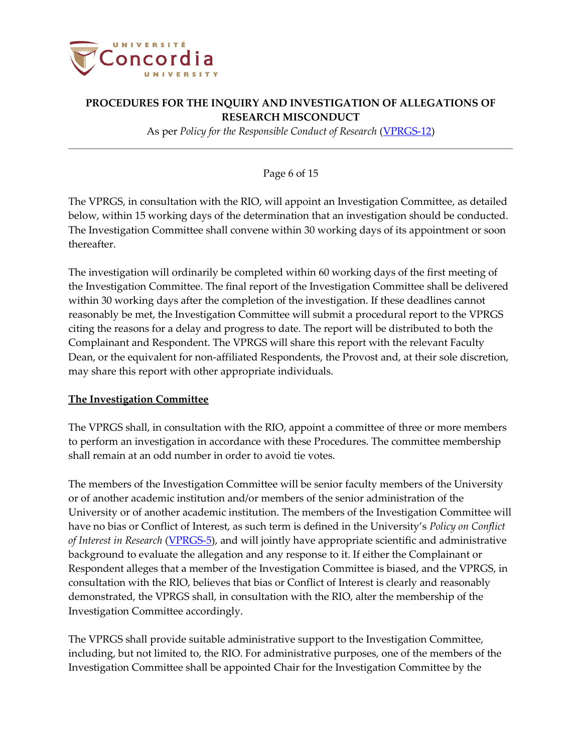The VPRGS, in consultation with the RIO, will appoint an Investigation Committee, as detailed below, within 15 working days of the determination that an investigation should be conducted. The Investigation Committee shall convene within 30 working days of its appointment or soon thereafter.

The investigation will ordinarily be completed within 60 working days of the first meeting of the Investigation Committee. The final report of the Investigation Committee shall be delivered within 30 working days after the completion of the investigation. If these deadlines cannot reasonably be met, the Investigation Committee will submit a procedural report to the VPRGS citing the reasons for a delay and progress to date. The report will be distributed to both the Complainant and Respondent. The VPRGS will share this report with the relevant Faculty Dean, or the equivalent for non-affiliated Respondents, the Provost and, at their sole discretion, may share this report with other appropriate individuals.

**The Investigation Committee**

The VPRGS shall, in consultation with the RIO, appoint a committee of three or more members to perform an investigation in accordance with these Procedures. The committee membership shall remain at an odd number in order to avoid tie votes.

The members of the Investigation Committee will be senior faculty members of the University or of another academic institution and/or members of the senior administration of the University or of another academic institution. The members of the Investigation Committee will have no bias or Conflict of Interest, as such term is defined in the University's *Policy on Conflict of Interest in Research* (VPRGS-5), and will jointly have appropriate scientific and administrative background to evaluate the allegation and any response to it. If either the Complainant or Respondent alleges that a member of the Investigation Committee is biased, and the VPRGS, in consultation with the RIO, believes that bias or Conflict of Interest is clearly and reasonably demonstrated, the VPRGS shall, in consultation with the RIO, alter the membership of the Investigation Committee accordingly.

The VPRGS shall provide suitable administrative support to the Investigation Committee, including, but not limited to, the RIO. For administrative purposes, one of the members of the Investigation Committee shall be appointed Chair for the Investigation Committee by the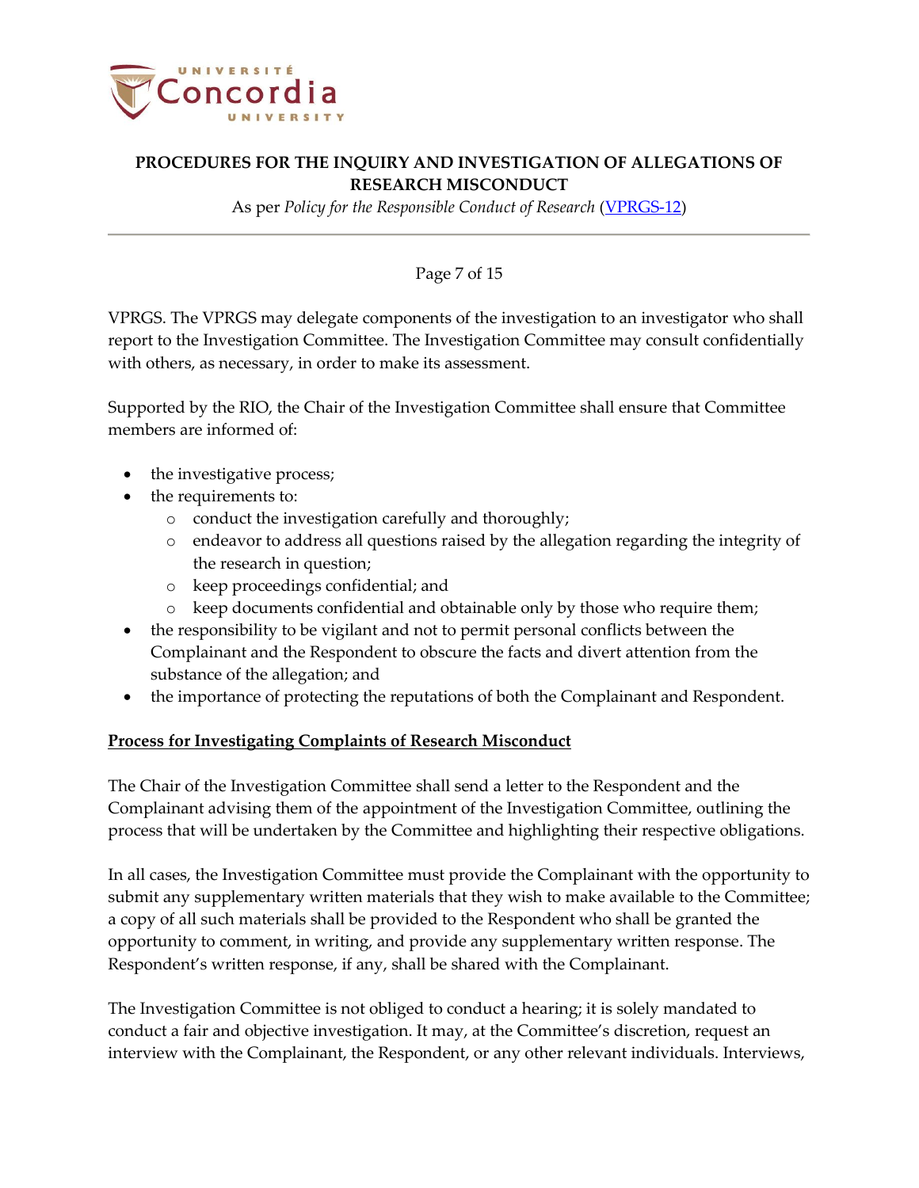VPRGS. The VPRGS may delegate components of the investigation to an investigator who shall report to the Investigation Committee. The Investigation Committee may consult confidentially with others, as necessary, in order to make its assessment.

Supported by the RIO, the Chair of the Investigation Committee shall ensure that Committee members are informed of:

- the investigative process;
- the requirements to:
  - conduct the investigation carefully and thoroughly;
  - endeavor to address all questions raised by the allegation regarding the integrity of the research in question;
  - keep proceedings confidential; and
  - keep documents confidential and obtainable only by those who require them;
- the responsibility to be vigilant and not to permit personal conflicts between the Complainant and the Respondent to obscure the facts and divert attention from the substance of the allegation; and
- the importance of protecting the reputations of both the Complainant and Respondent.

**Process for Investigating Complaints of Research Misconduct**

The Chair of the Investigation Committee shall send a letter to the Respondent and the Complainant advising them of the appointment of the Investigation Committee, outlining the process that will be undertaken by the Committee and highlighting their respective obligations.

In all cases, the Investigation Committee must provide the Complainant with the opportunity to submit any supplementary written materials that they wish to make available to the Committee; a copy of all such materials shall be provided to the Respondent who shall be granted the opportunity to comment, in writing, and provide any supplementary written response. The Respondent's written response, if any, shall be shared with the Complainant.

The Investigation Committee is not obliged to conduct a hearing; it is solely mandated to conduct a fair and objective investigation. It may, at the Committee's discretion, request an interview with the Complainant, the Respondent, or any other relevant individuals. Interviews,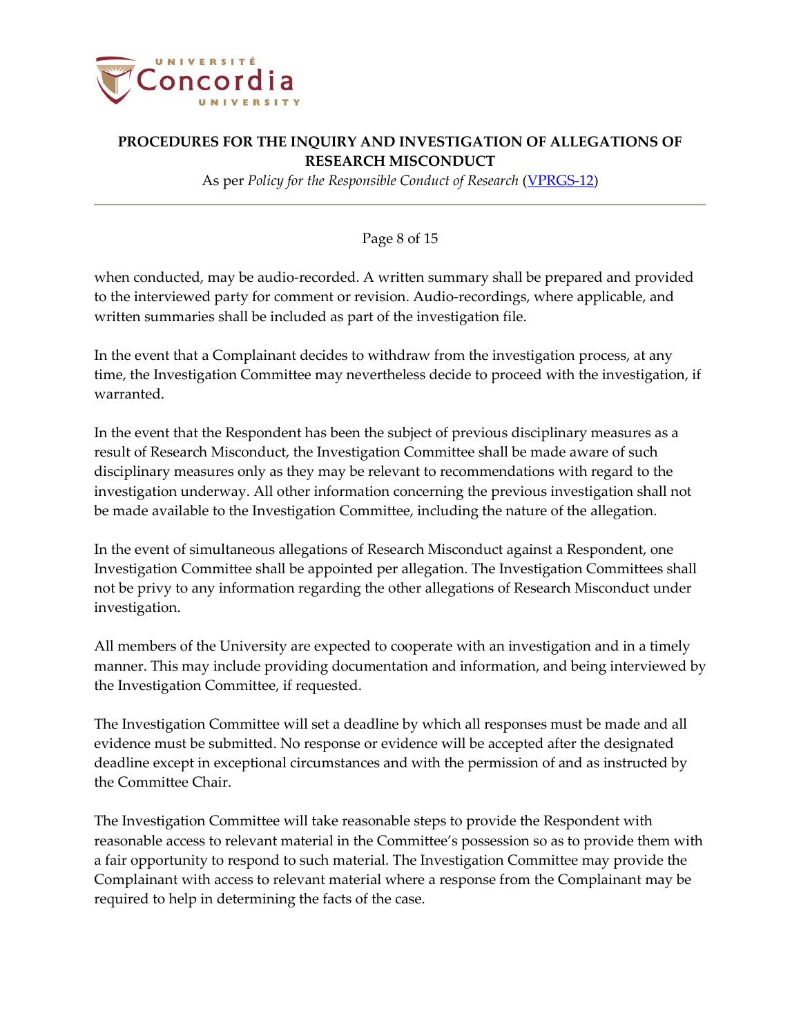when conducted, may be audio-recorded. A written summary shall be prepared and provided to the interviewed party for comment or revision. Audio-recordings, where applicable, and written summaries shall be included as part of the investigation file.

In the event that a Complainant decides to withdraw from the investigation process, at any time, the Investigation Committee may nevertheless decide to proceed with the investigation, if warranted.

In the event that the Respondent has been the subject of previous disciplinary measures as a result of Research Misconduct, the Investigation Committee shall be made aware of such disciplinary measures only as they may be relevant to recommendations with regard to the investigation underway. All other information concerning the previous investigation shall not be made available to the Investigation Committee, including the nature of the allegation.

In the event of simultaneous allegations of Research Misconduct against a Respondent, one Investigation Committee shall be appointed per allegation. The Investigation Committees shall not be privy to any information regarding the other allegations of Research Misconduct under investigation.

All members of the University are expected to cooperate with an investigation and in a timely manner. This may include providing documentation and information, and being interviewed by the Investigation Committee, if requested.

The Investigation Committee will set a deadline by which all responses must be made and all evidence must be submitted. No response or evidence will be accepted after the designated deadline except in exceptional circumstances and with the permission of and as instructed by the Committee Chair.

The Investigation Committee will take reasonable steps to provide the Respondent with reasonable access to relevant material in the Committee's possession so as to provide them with a fair opportunity to respond to such material. The Investigation Committee may provide the Complainant with access to relevant material where a response from the Complainant may be required to help in determining the facts of the case.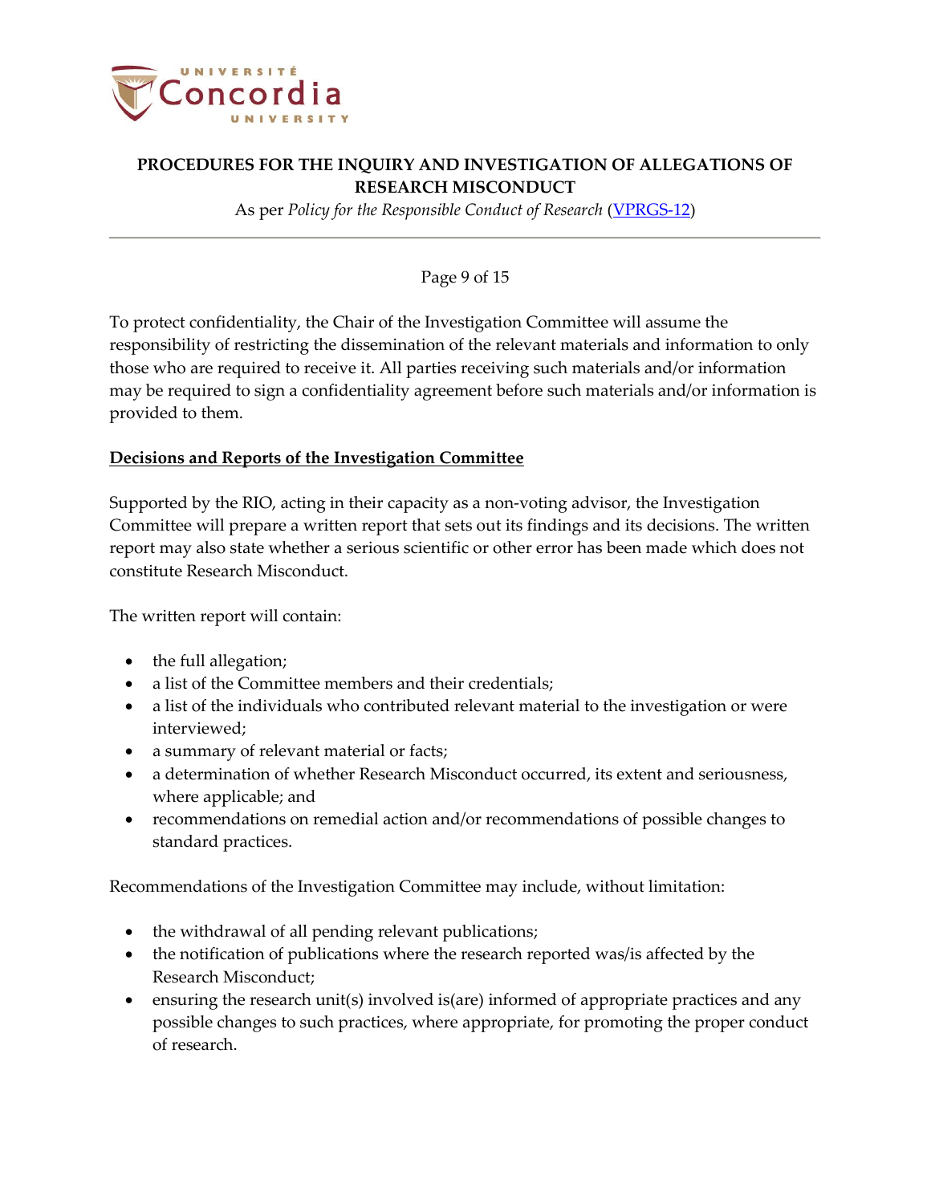To protect confidentiality, the Chair of the Investigation Committee will assume the responsibility of restricting the dissemination of the relevant materials and information to only those who are required to receive it. All parties receiving such materials and/or information may be required to sign a confidentiality agreement before such materials and/or information is provided to them.

## Decisions and Reports of the Investigation Committee

Supported by the RIO, acting in their capacity as a non-voting advisor, the Investigation Committee will prepare a written report that sets out its findings and its decisions. The written report may also state whether a serious scientific or other error has been made which does not constitute Research Misconduct.

The written report will contain:

- the full allegation;
- a list of the Committee members and their credentials;
- a list of the individuals who contributed relevant material to the investigation or were interviewed;
- a summary of relevant material or facts;
- a determination of whether Research Misconduct occurred, its extent and seriousness, where applicable; and
- recommendations on remedial action and/or recommendations of possible changes to standard practices.

Recommendations of the Investigation Committee may include, without limitation:

- the withdrawal of all pending relevant publications;
- the notification of publications where the research reported was/is affected by the Research Misconduct;
- ensuring the research unit(s) involved is(are) informed of appropriate practices and any possible changes to such practices, where appropriate, for promoting the proper conduct of research.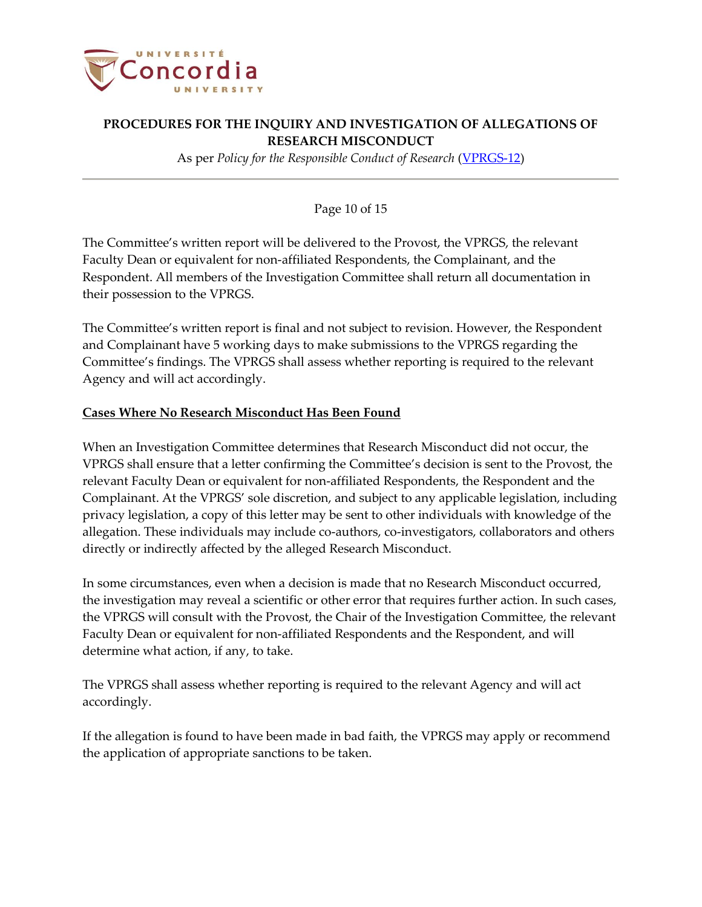The Committee's written report will be delivered to the Provost, the VPRGS, the relevant Faculty Dean or equivalent for non-affiliated Respondents, the Complainant, and the Respondent. All members of the Investigation Committee shall return all documentation in their possession to the VPRGS.

The Committee's written report is final and not subject to revision. However, the Respondent and Complainant have 5 working days to make submissions to the VPRGS regarding the Committee's findings. The VPRGS shall assess whether reporting is required to the relevant Agency and will act accordingly.

**Cases Where No Research Misconduct Has Been Found**

When an Investigation Committee determines that Research Misconduct did not occur, the VPRGS shall ensure that a letter confirming the Committee's decision is sent to the Provost, the relevant Faculty Dean or equivalent for non-affiliated Respondents, the Respondent and the Complainant. At the VPRGS' sole discretion, and subject to any applicable legislation, including privacy legislation, a copy of this letter may be sent to other individuals with knowledge of the allegation. These individuals may include co-authors, co-investigators, collaborators and others directly or indirectly affected by the alleged Research Misconduct.

In some circumstances, even when a decision is made that no Research Misconduct occurred, the investigation may reveal a scientific or other error that requires further action. In such cases, the VPRGS will consult with the Provost, the Chair of the Investigation Committee, the relevant Faculty Dean or equivalent for non-affiliated Respondents and the Respondent, and will determine what action, if any, to take.

The VPRGS shall assess whether reporting is required to the relevant Agency and will act accordingly.

If the allegation is found to have been made in bad faith, the VPRGS may apply or recommend the application of appropriate sanctions to be taken.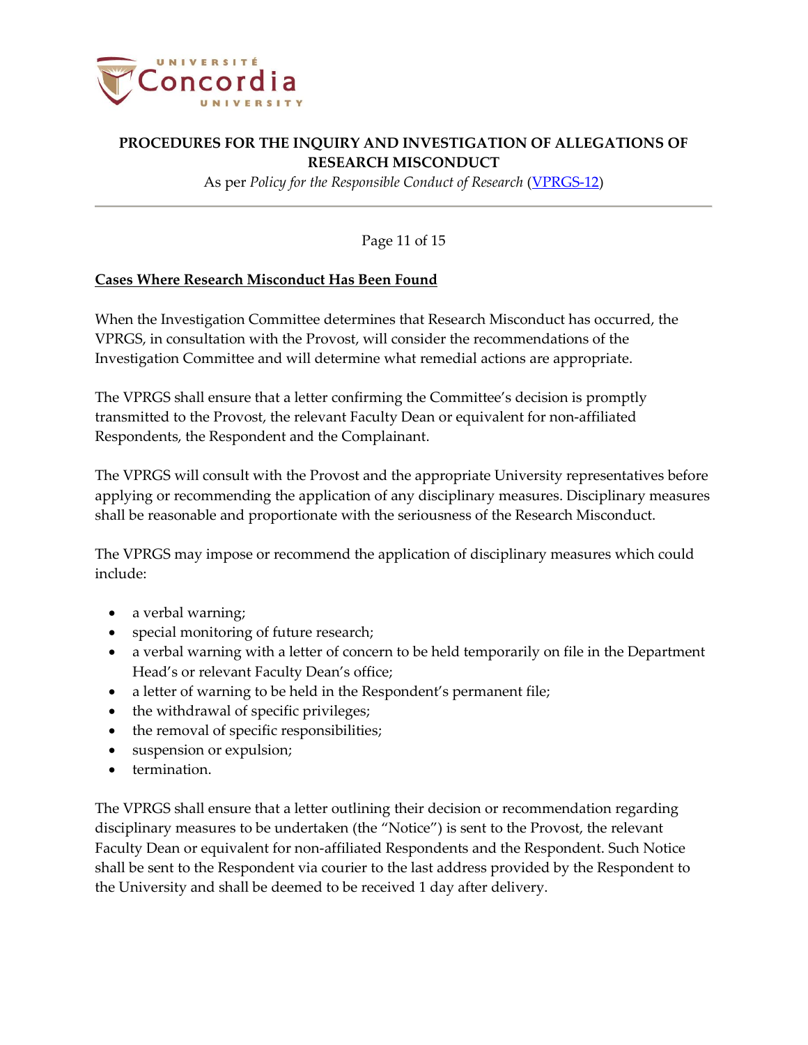### Cases Where Research Misconduct Has Been Found

When the Investigation Committee determines that Research Misconduct has occurred, the VPRGS, in consultation with the Provost, will consider the recommendations of the Investigation Committee and will determine what remedial actions are appropriate.

The VPRGS shall ensure that a letter confirming the Committee's decision is promptly transmitted to the Provost, the relevant Faculty Dean or equivalent for non-affiliated Respondents, the Respondent and the Complainant.

The VPRGS will consult with the Provost and the appropriate University representatives before applying or recommending the application of any disciplinary measures. Disciplinary measures shall be reasonable and proportionate with the seriousness of the Research Misconduct.

The VPRGS may impose or recommend the application of disciplinary measures which could include:

- a verbal warning;
- special monitoring of future research;
- a verbal warning with a letter of concern to be held temporarily on file in the Department Head's or relevant Faculty Dean's office;
- a letter of warning to be held in the Respondent's permanent file;
- the withdrawal of specific privileges;
- the removal of specific responsibilities;
- suspension or expulsion;
- termination.

The VPRGS shall ensure that a letter outlining their decision or recommendation regarding disciplinary measures to be undertaken (the "Notice") is sent to the Provost, the relevant Faculty Dean or equivalent for non-affiliated Respondents and the Respondent. Such Notice shall be sent to the Respondent via courier to the last address provided by the Respondent to the University and shall be deemed to be received 1 day after delivery.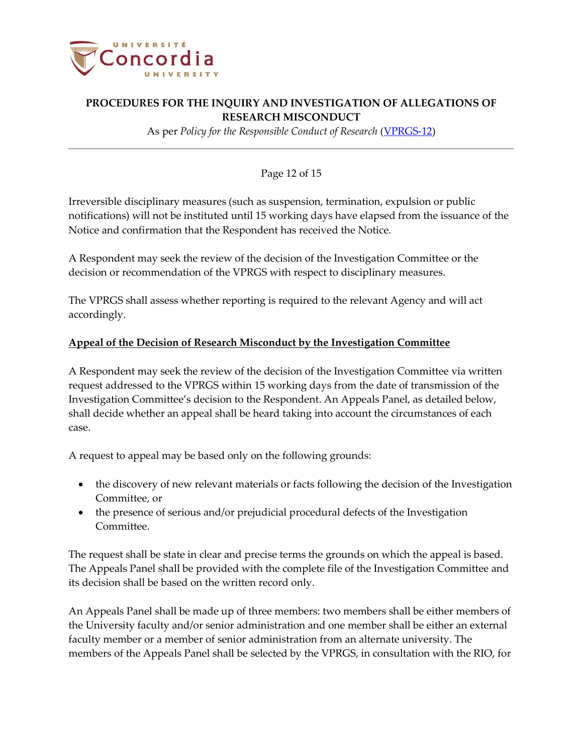Irreversible disciplinary measures (such as suspension, termination, expulsion or public notifications) will not be instituted until 15 working days have elapsed from the issuance of the Notice and confirmation that the Respondent has received the Notice.

A Respondent may seek the review of the decision of the Investigation Committee or the decision or recommendation of the VPRGS with respect to disciplinary measures.

The VPRGS shall assess whether reporting is required to the relevant Agency and will act accordingly.

## Appeal of the Decision of Research Misconduct by the Investigation Committee

A Respondent may seek the review of the decision of the Investigation Committee via written request addressed to the VPRGS within 15 working days from the date of transmission of the Investigation Committee's decision to the Respondent. An Appeals Panel, as detailed below, shall decide whether an appeal shall be heard taking into account the circumstances of each case.

A request to appeal may be based only on the following grounds:

- the discovery of new relevant materials or facts following the decision of the Investigation Committee, or
- the presence of serious and/or prejudicial procedural defects of the Investigation Committee.

The request shall be state in clear and precise terms the grounds on which the appeal is based. The Appeals Panel shall be provided with the complete file of the Investigation Committee and its decision shall be based on the written record only.

An Appeals Panel shall be made up of three members: two members shall be either members of the University faculty and/or senior administration and one member shall be either an external faculty member or a member of senior administration from an alternate university. The members of the Appeals Panel shall be selected by the VPRGS, in consultation with the RIO, for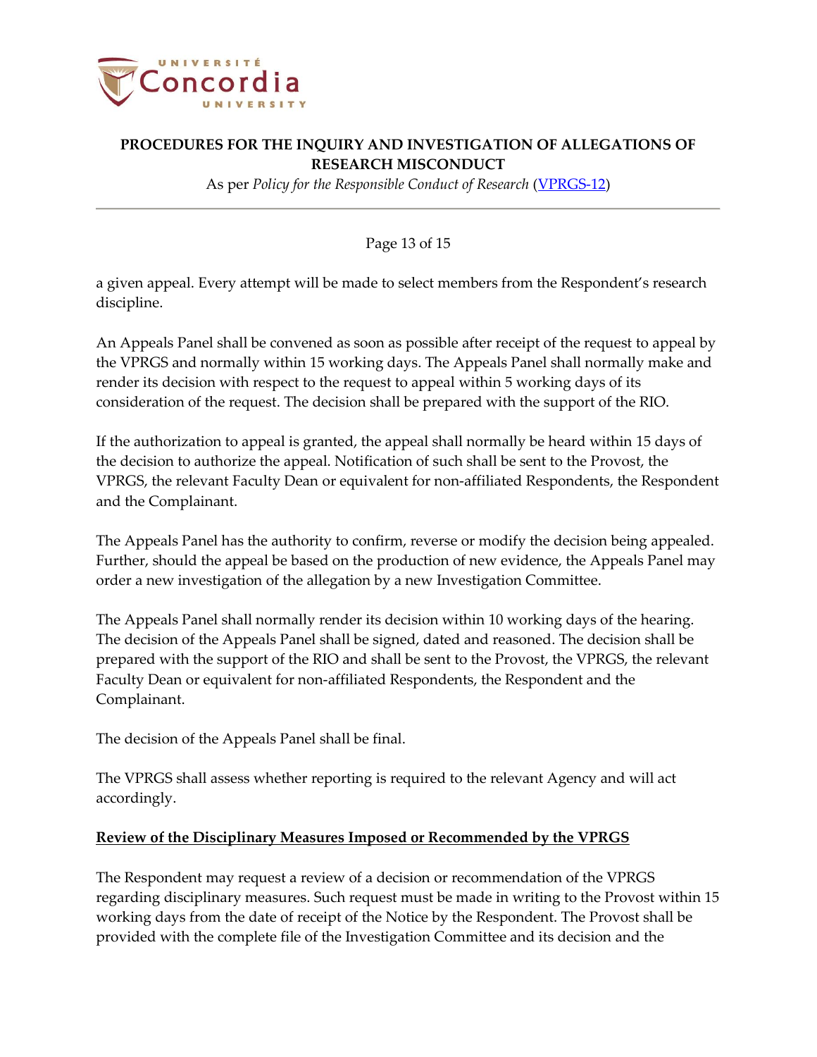a given appeal. Every attempt will be made to select members from the Respondent's research discipline.

An Appeals Panel shall be convened as soon as possible after receipt of the request to appeal by the VPRGS and normally within 15 working days. The Appeals Panel shall normally make and render its decision with respect to the request to appeal within 5 working days of its consideration of the request. The decision shall be prepared with the support of the RIO.

If the authorization to appeal is granted, the appeal shall normally be heard within 15 days of the decision to authorize the appeal. Notification of such shall be sent to the Provost, the VPRGS, the relevant Faculty Dean or equivalent for non-affiliated Respondents, the Respondent and the Complainant.

The Appeals Panel has the authority to confirm, reverse or modify the decision being appealed. Further, should the appeal be based on the production of new evidence, the Appeals Panel may order a new investigation of the allegation by a new Investigation Committee.

The Appeals Panel shall normally render its decision within 10 working days of the hearing. The decision of the Appeals Panel shall be signed, dated and reasoned. The decision shall be prepared with the support of the RIO and shall be sent to the Provost, the VPRGS, the relevant Faculty Dean or equivalent for non-affiliated Respondents, the Respondent and the Complainant.

The decision of the Appeals Panel shall be final.

The VPRGS shall assess whether reporting is required to the relevant Agency and will act accordingly.

**Review of the Disciplinary Measures Imposed or Recommended by the VPRGS**

The Respondent may request a review of a decision or recommendation of the VPRGS regarding disciplinary measures. Such request must be made in writing to the Provost within 15 working days from the date of receipt of the Notice by the Respondent. The Provost shall be provided with the complete file of the Investigation Committee and its decision and the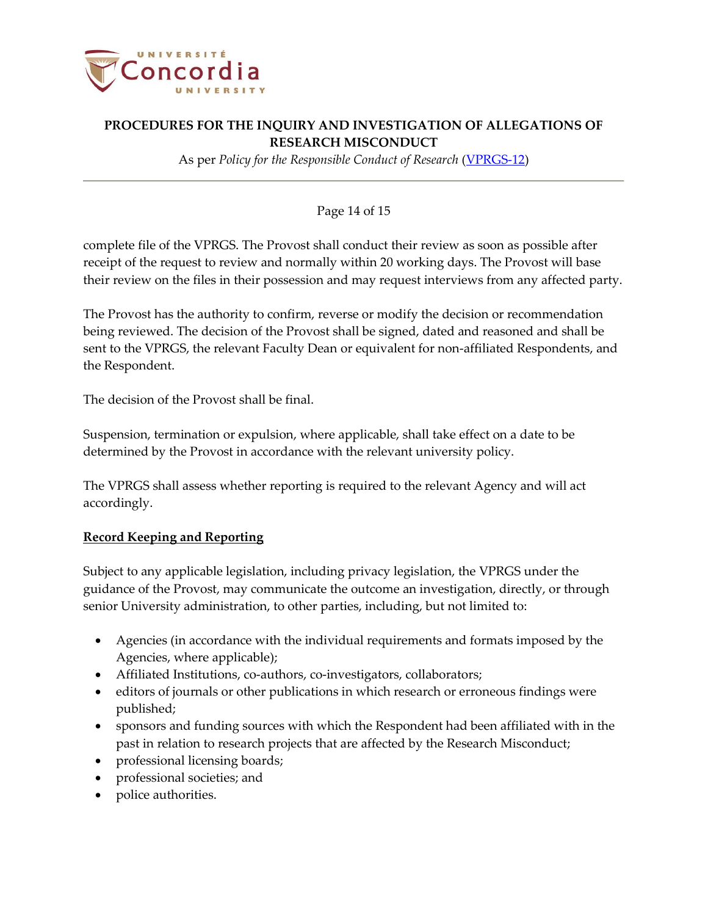complete file of the VPRGS. The Provost shall conduct their review as soon as possible after receipt of the request to review and normally within 20 working days. The Provost will base their review on the files in their possession and may request interviews from any affected party.

The Provost has the authority to confirm, reverse or modify the decision or recommendation being reviewed. The decision of the Provost shall be signed, dated and reasoned and shall be sent to the VPRGS, the relevant Faculty Dean or equivalent for non-affiliated Respondents, and the Respondent.

The decision of the Provost shall be final.

Suspension, termination or expulsion, where applicable, shall take effect on a date to be determined by the Provost in accordance with the relevant university policy.

The VPRGS shall assess whether reporting is required to the relevant Agency and will act accordingly.

**Record Keeping and Reporting**

Subject to any applicable legislation, including privacy legislation, the VPRGS under the guidance of the Provost, may communicate the outcome an investigation, directly, or through senior University administration, to other parties, including, but not limited to:

- Agencies (in accordance with the individual requirements and formats imposed by the Agencies, where applicable);
- Affiliated Institutions, co-authors, co-investigators, collaborators;
- editors of journals or other publications in which research or erroneous findings were published;
- sponsors and funding sources with which the Respondent had been affiliated with in the past in relation to research projects that are affected by the Research Misconduct;
- professional licensing boards;
- professional societies; and
- police authorities.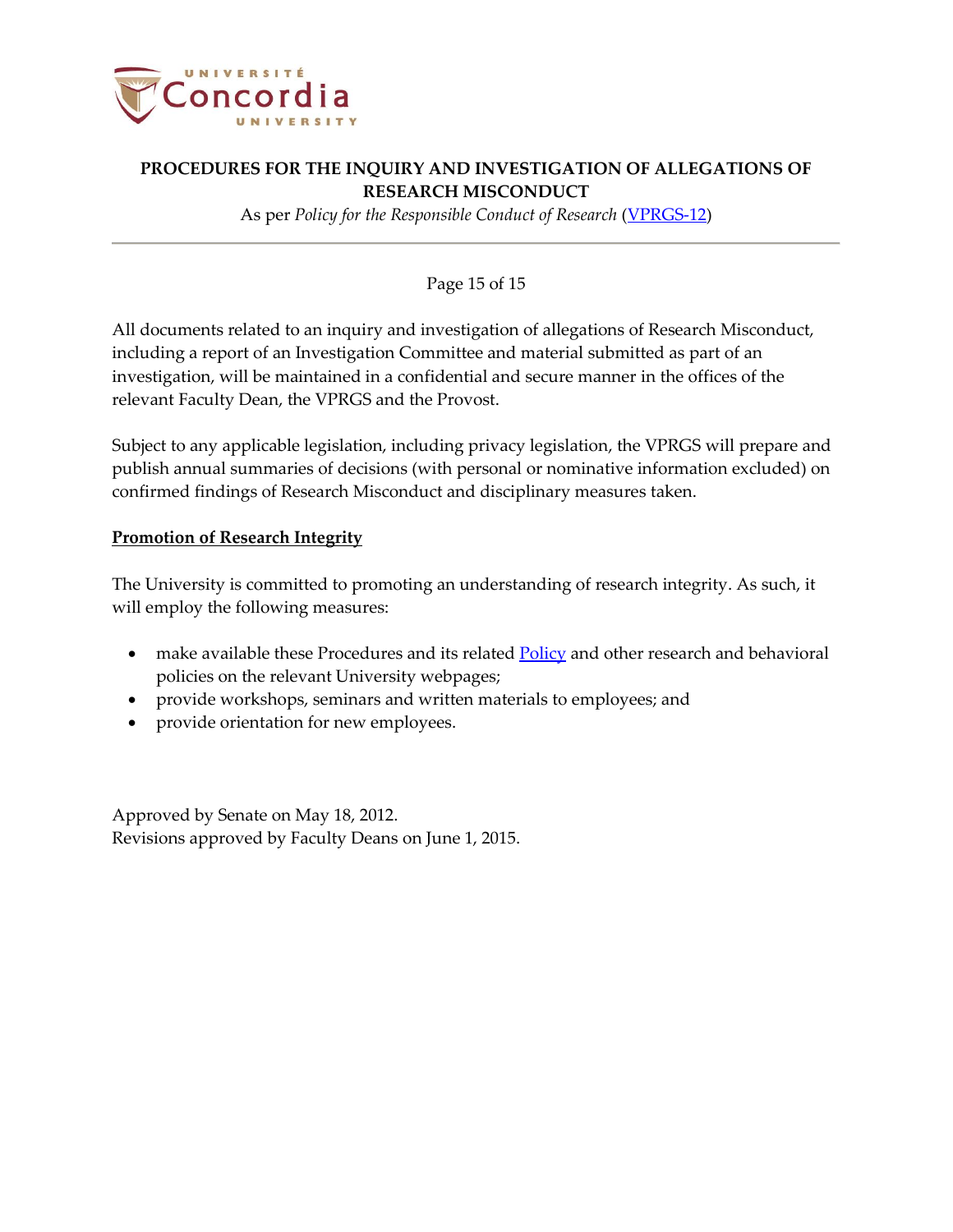All documents related to an inquiry and investigation of allegations of Research Misconduct, including a report of an Investigation Committee and material submitted as part of an investigation, will be maintained in a confidential and secure manner in the offices of the relevant Faculty Dean, the VPRGS and the Provost.

Subject to any applicable legislation, including privacy legislation, the VPRGS will prepare and publish annual summaries of decisions (with personal or nominative information excluded) on confirmed findings of Research Misconduct and disciplinary measures taken.

**Promotion of Research Integrity**

The University is committed to promoting an understanding of research integrity. As such, it will employ the following measures:

- make available these Procedures and its related Policy and other research and behavioral policies on the relevant University webpages;
- provide workshops, seminars and written materials to employees; and
- provide orientation for new employees.

Approved by Senate on May 18, 2012.
Revisions approved by Faculty Deans on June 1, 2015.